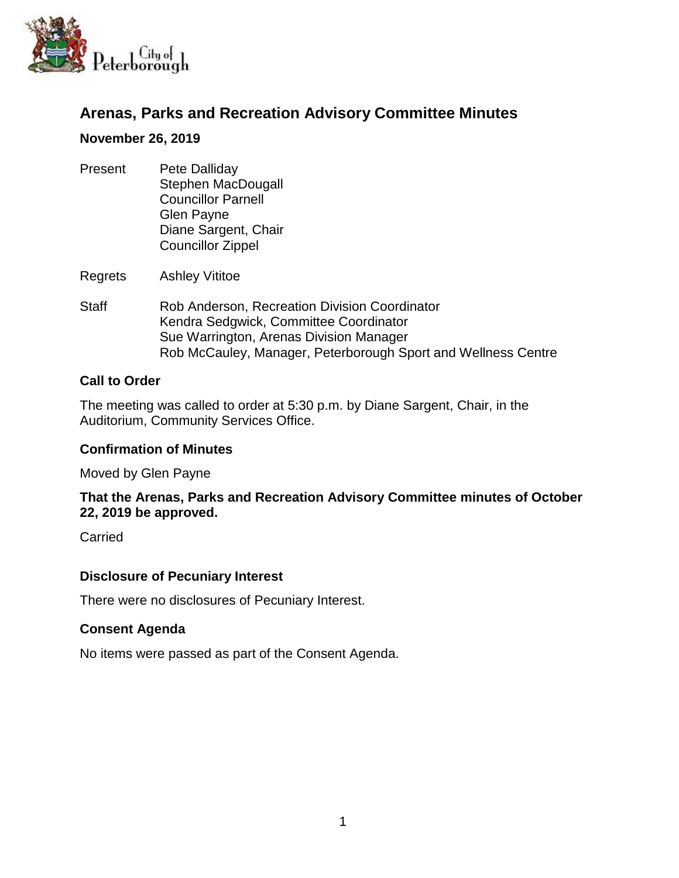# Arenas, Parks and Recreation Advisory Committee Minutes

**November 26, 2019**

Present
- Pete Dalliday
- Stephen MacDougall
- Councillor Parnell
- Glen Payne
- Diane Sargent, Chair
- Councillor Zippel

Regrets
- Ashley Vititoe

Staff
- Rob Anderson, Recreation Division Coordinator
- Kendra Sedgwick, Committee Coordinator
- Sue Warrington, Arenas Division Manager
- Rob McCauley, Manager, Peterborough Sport and Wellness Centre

## Call to Order

The meeting was called to order at 5:30 p.m. by Diane Sargent, Chair, in the Auditorium, Community Services Office.

## Confirmation of Minutes

Moved by Glen Payne

**That the Arenas, Parks and Recreation Advisory Committee minutes of October 22, 2019 be approved.**

Carried

## Disclosure of Pecuniary Interest

There were no disclosures of Pecuniary Interest.

## Consent Agenda

No items were passed as part of the Consent Agenda.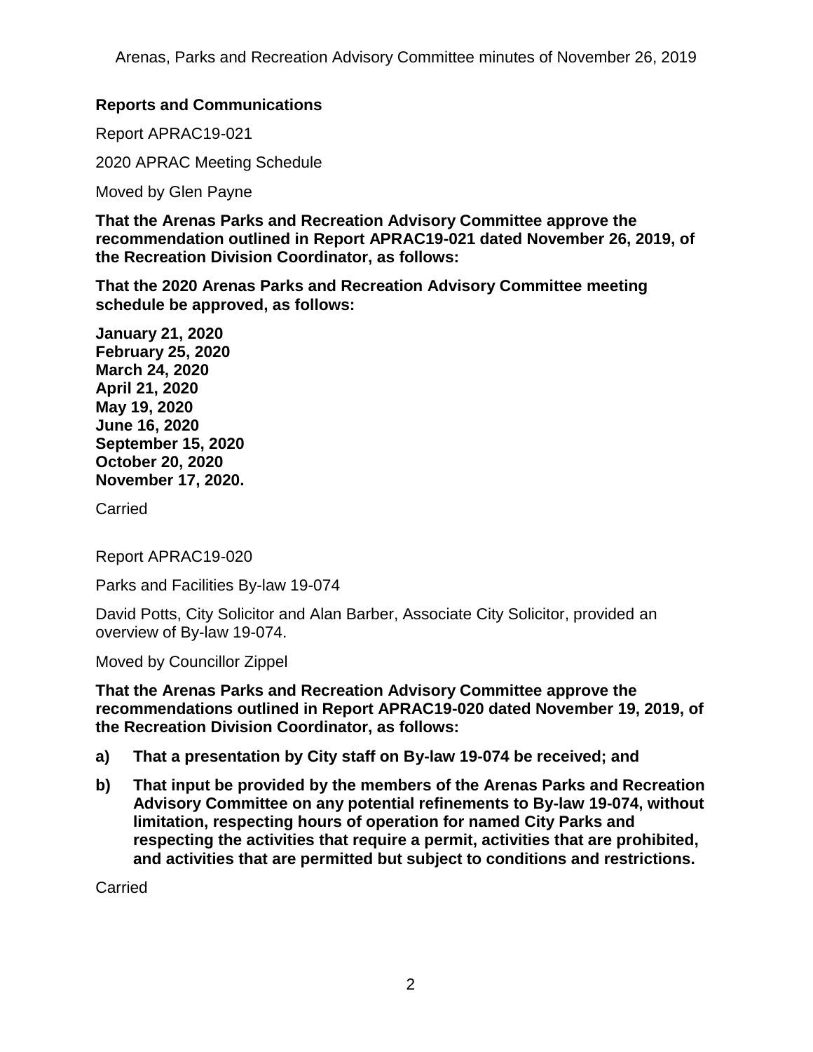**Reports and Communications**

Report APRAC19-021

2020 APRAC Meeting Schedule

Moved by Glen Payne

**That the Arenas Parks and Recreation Advisory Committee approve the recommendation outlined in Report APRAC19-021 dated November 26, 2019, of the Recreation Division Coordinator, as follows:**

**That the 2020 Arenas Parks and Recreation Advisory Committee meeting schedule be approved, as follows:**

**January 21, 2020**
**February 25, 2020**
**March 24, 2020**
**April 21, 2020**
**May 19, 2020**
**June 16, 2020**
**September 15, 2020**
**October 20, 2020**
**November 17, 2020.**

Carried

Report APRAC19-020

Parks and Facilities By-law 19-074

David Potts, City Solicitor and Alan Barber, Associate City Solicitor, provided an overview of By-law 19-074.

Moved by Councillor Zippel

**That the Arenas Parks and Recreation Advisory Committee approve the recommendations outlined in Report APRAC19-020 dated November 19, 2019, of the Recreation Division Coordinator, as follows:**

**a) That a presentation by City staff on By-law 19-074 be received; and**

**b) That input be provided by the members of the Arenas Parks and Recreation Advisory Committee on any potential refinements to By-law 19-074, without limitation, respecting hours of operation for named City Parks and respecting the activities that require a permit, activities that are prohibited, and activities that are permitted but subject to conditions and restrictions.**

Carried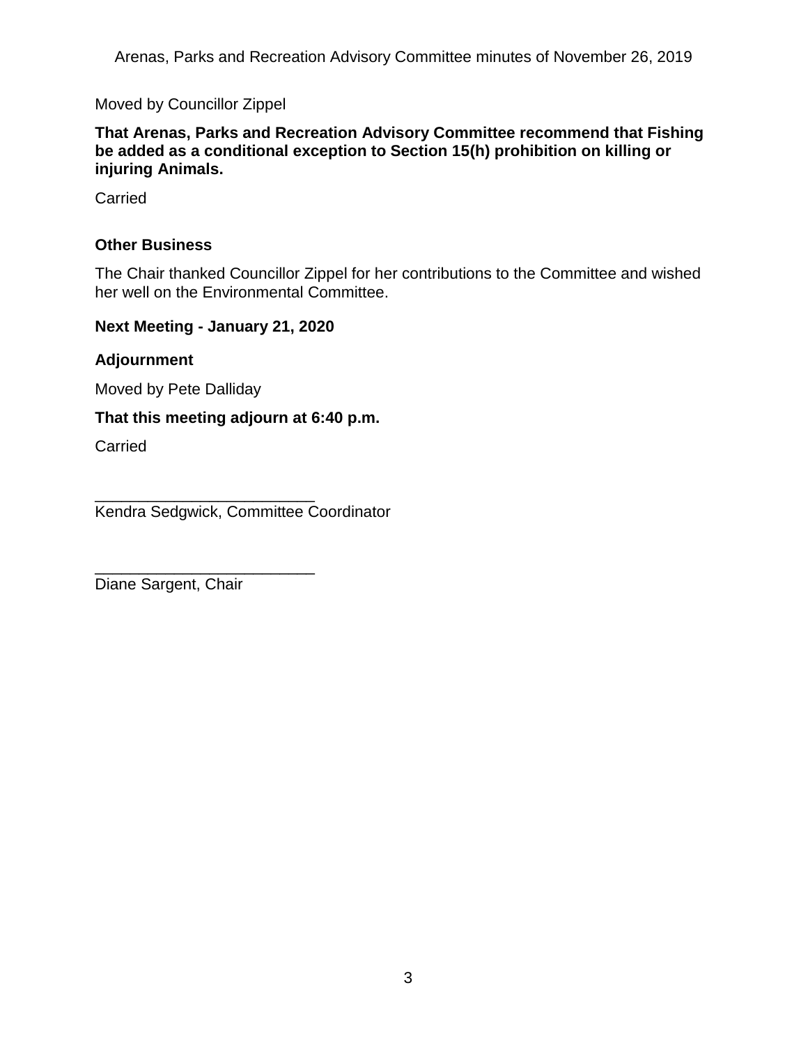Moved by Councillor Zippel

**That Arenas, Parks and Recreation Advisory Committee recommend that Fishing be added as a conditional exception to Section 15(h) prohibition on killing or injuring Animals.**

Carried

**Other Business**

The Chair thanked Councillor Zippel for her contributions to the Committee and wished her well on the Environmental Committee.

**Next Meeting - January 21, 2020**

**Adjournment**

Moved by Pete Dalliday

**That this meeting adjourn at 6:40 p.m.**

Carried

_________________________
Kendra Sedgwick, Committee Coordinator

_________________________
Diane Sargent, Chair